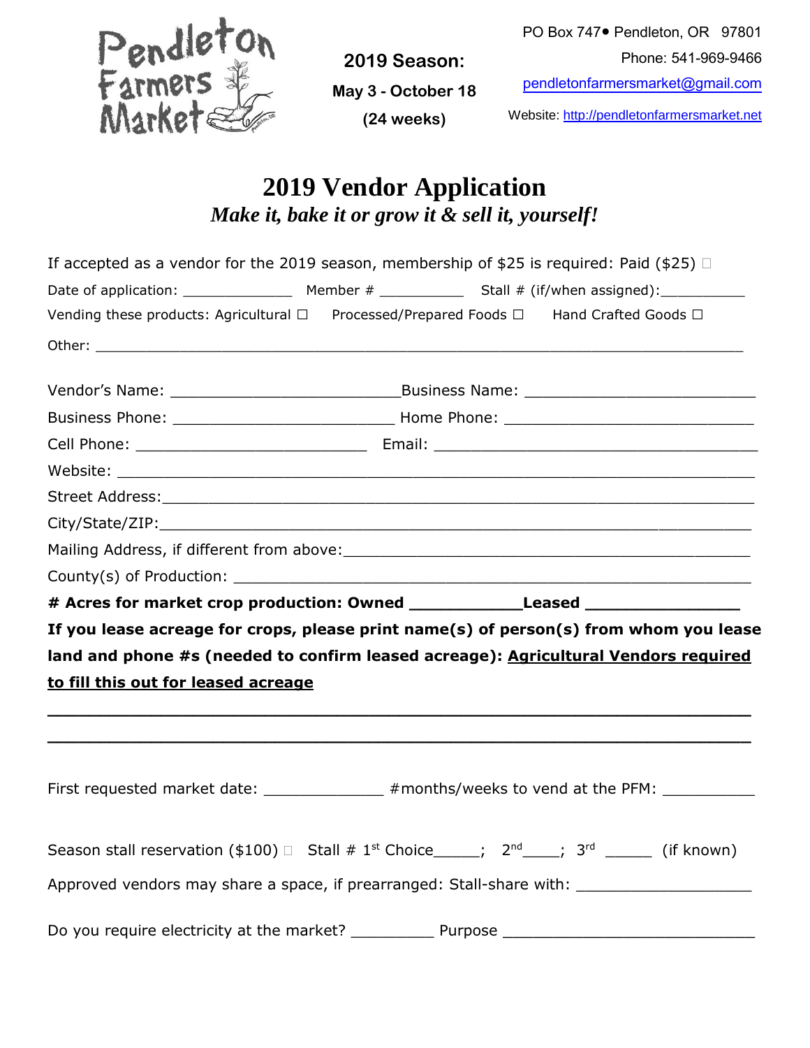Pendleton Farmers Market

**2019 Season:**
**May 3 - October 18**
**(24 weeks)**

PO Box 747• Pendleton, OR 97801
Phone: 541-969-9466
pendletonfarmersmarket@gmail.com
Website: http://pendletonfarmersmarket.net

# 2019 Vendor Application

## *Make it, bake it or grow it & sell it, yourself!*

If accepted as a vendor for the 2019 season, membership of $25 is required: Paid ($25) ☐

Date of application: _____________ Member # __________ Stall # (if/when assigned):__________

Vending these products: Agricultural ☐ Processed/Prepared Foods ☐ Hand Crafted Goods ☐

Other: ___________________________________________________________________________

Vendor's Name: ___________________________Business Name: ___________________________

Business Phone: __________________________ Home Phone: _____________________________

Cell Phone: ___________________________ Email: ______________________________________

Website: _________________________________________________________________________

Street Address:____________________________________________________________________

City/State/ZIP:____________________________________________________________________

Mailing Address, if different from above:______________________________________________

County(s) of Production: ___________________________________________________________

**# Acres for market crop production: Owned ___________Leased _______________**

**If you lease acreage for crops, please print name(s) of person(s) from whom you lease land and phone #s (needed to confirm leased acreage): <u>Agricultural Vendors required to fill this out for leased acreage</u>**

______________________________________________________________________________

______________________________________________________________________________

First requested market date: _____________ #months/weeks to vend at the PFM: __________

Season stall reservation ($100) ☐ Stall # 1st Choice_____; 2nd____; 3rd _____ (if known)

Approved vendors may share a space, if prearranged: Stall-share with: ___________________

Do you require electricity at the market? _________ Purpose ___________________________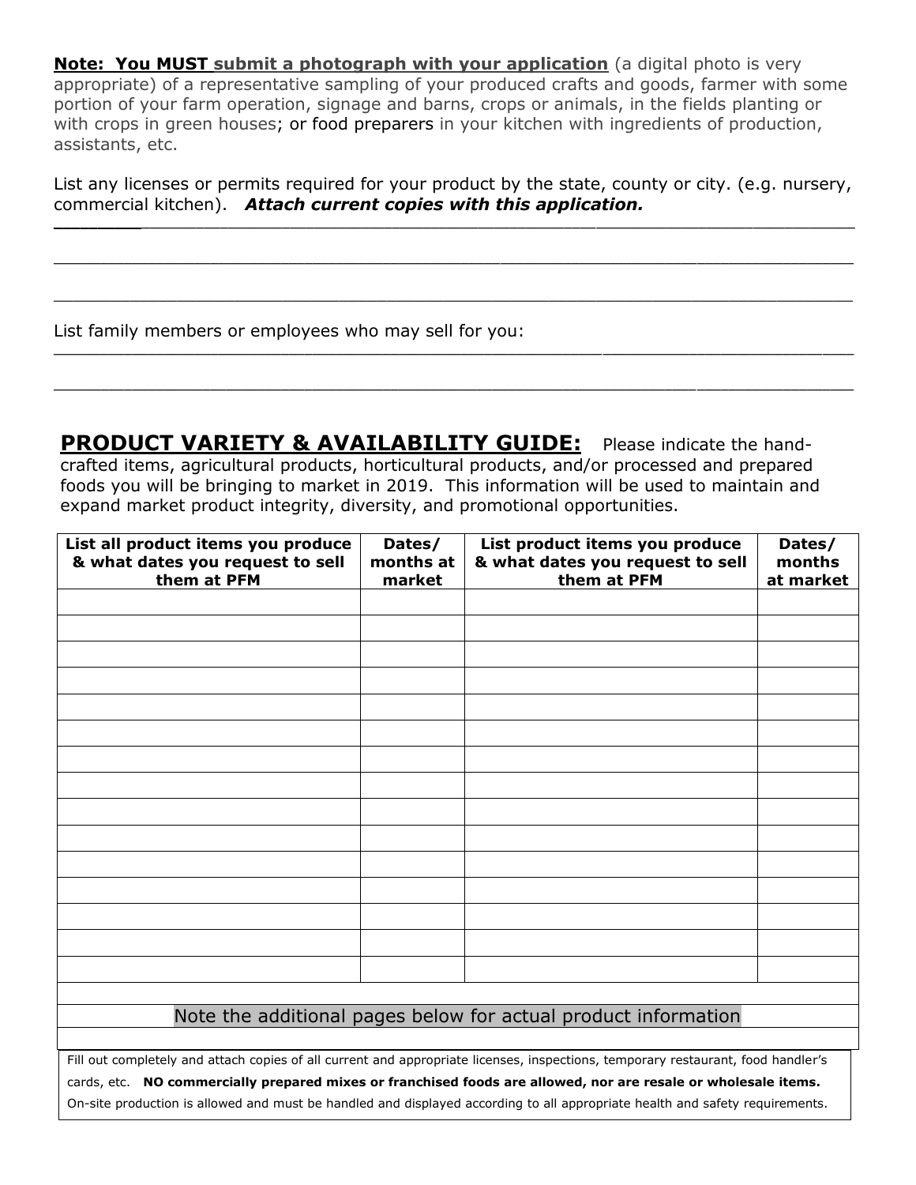**Note: You MUST submit a photograph with your application** (a digital photo is very appropriate) of a representative sampling of your produced crafts and goods, farmer with some portion of your farm operation, signage and barns, crops or animals, in the fields planting or with crops in green houses; or food preparers in your kitchen with ingredients of production, assistants, etc.

List any licenses or permits required for your product by the state, county or city. (e.g. nursery, commercial kitchen). ***Attach current copies with this application.***

\_\_\_\_\_\_\_\_\_\_\_\_\_\_\_\_\_\_\_\_\_\_\_\_\_\_\_\_\_\_\_\_\_\_\_\_\_\_\_\_\_\_\_\_\_\_\_\_\_\_\_\_\_\_\_\_\_\_\_\_\_\_\_\_\_\_\_\_\_\_\_\_\_\_

\_\_\_\_\_\_\_\_\_\_\_\_\_\_\_\_\_\_\_\_\_\_\_\_\_\_\_\_\_\_\_\_\_\_\_\_\_\_\_\_\_\_\_\_\_\_\_\_\_\_\_\_\_\_\_\_\_\_\_\_\_\_\_\_\_\_\_\_\_\_\_\_\_\_

\_\_\_\_\_\_\_\_\_\_\_\_\_\_\_\_\_\_\_\_\_\_\_\_\_\_\_\_\_\_\_\_\_\_\_\_\_\_\_\_\_\_\_\_\_\_\_\_\_\_\_\_\_\_\_\_\_\_\_\_\_\_\_\_\_\_\_\_\_\_\_\_\_\_

List family members or employees who may sell for you:

\_\_\_\_\_\_\_\_\_\_\_\_\_\_\_\_\_\_\_\_\_\_\_\_\_\_\_\_\_\_\_\_\_\_\_\_\_\_\_\_\_\_\_\_\_\_\_\_\_\_\_\_\_\_\_\_\_\_\_\_\_\_\_\_\_\_\_\_\_\_\_\_\_\_

\_\_\_\_\_\_\_\_\_\_\_\_\_\_\_\_\_\_\_\_\_\_\_\_\_\_\_\_\_\_\_\_\_\_\_\_\_\_\_\_\_\_\_\_\_\_\_\_\_\_\_\_\_\_\_\_\_\_\_\_\_\_\_\_\_\_\_\_\_\_\_\_\_\_

## PRODUCT VARIETY & AVAILABILITY GUIDE:

Please indicate the hand-crafted items, agricultural products, horticultural products, and/or processed and prepared foods you will be bringing to market in 2019. This information will be used to maintain and expand market product integrity, diversity, and promotional opportunities.

| List all product items you produce & what dates you request to sell them at PFM | Dates/ months at market | List product items you produce & what dates you request to sell them at PFM | Dates/ months at market |
|---|---|---|---|
| | | | |
| | | | |
| | | | |
| | | | |
| | | | |
| | | | |
| | | | |
| | | | |
| | | | |
| | | | |
| | | | |
| | | | |
| | | | |
| | | | |
| | | | |

Note the additional pages below for actual product information

Fill out completely and attach copies of all current and appropriate licenses, inspections, temporary restaurant, food handler's cards, etc. **NO commercially prepared mixes or franchised foods are allowed, nor are resale or wholesale items.** On-site production is allowed and must be handled and displayed according to all appropriate health and safety requirements.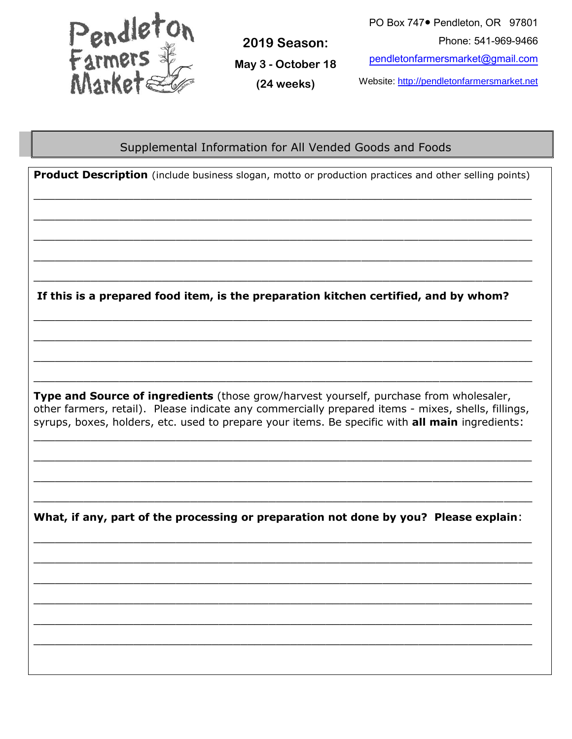Pendleton Farmers Market

**2019 Season:**
**May 3 - October 18**
**(24 weeks)**

PO Box 747• Pendleton, OR 97801
Phone: 541-969-9466
pendletonfarmersmarket@gmail.com
Website: http://pendletonfarmersmarket.net

## Supplemental Information for All Vended Goods and Foods

**Product Description** (include business slogan, motto or production practices and other selling points)

_______________________________________________________________________________

_______________________________________________________________________________

_______________________________________________________________________________

_______________________________________________________________________________

_______________________________________________________________________________

**If this is a prepared food item, is the preparation kitchen certified, and by whom?**

_______________________________________________________________________________

_______________________________________________________________________________

_______________________________________________________________________________

_______________________________________________________________________________

**Type and Source of ingredients** (those grow/harvest yourself, purchase from wholesaler, other farmers, retail). Please indicate any commercially prepared items - mixes, shells, fillings, syrups, boxes, holders, etc. used to prepare your items. Be specific with **all main** ingredients:

_______________________________________________________________________________

_______________________________________________________________________________

_______________________________________________________________________________

_______________________________________________________________________________

**What, if any, part of the processing or preparation not done by you? Please explain**:

_______________________________________________________________________________

_______________________________________________________________________________

_______________________________________________________________________________

_______________________________________________________________________________

_______________________________________________________________________________

_______________________________________________________________________________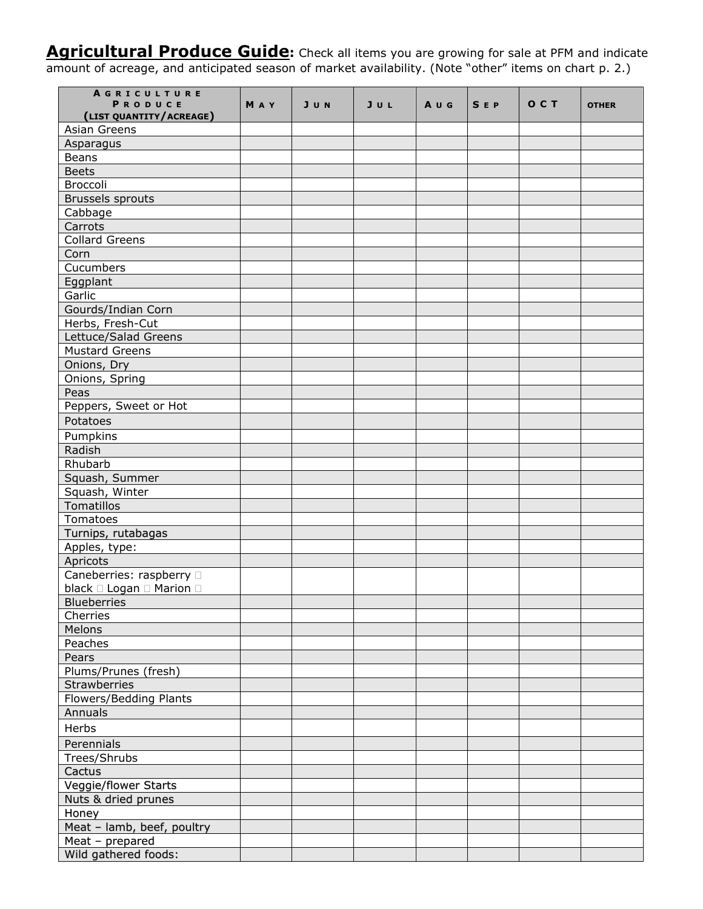**Agricultural Produce Guide**: Check all items you are growing for sale at PFM and indicate amount of acreage, and anticipated season of market availability. (Note "other" items on chart p. 2.)

| Agriculture Produce (list quantity/acreage) | May | Jun | Jul | Aug | Sep | Oct | Other |
|---|---|---|---|---|---|---|---|
| Asian Greens | | | | | | | |
| Asparagus | | | | | | | |
| Beans | | | | | | | |
| Beets | | | | | | | |
| Broccoli | | | | | | | |
| Brussels sprouts | | | | | | | |
| Cabbage | | | | | | | |
| Carrots | | | | | | | |
| Collard Greens | | | | | | | |
| Corn | | | | | | | |
| Cucumbers | | | | | | | |
| Eggplant | | | | | | | |
| Garlic | | | | | | | |
| Gourds/Indian Corn | | | | | | | |
| Herbs, Fresh-Cut | | | | | | | |
| Lettuce/Salad Greens | | | | | | | |
| Mustard Greens | | | | | | | |
| Onions, Dry | | | | | | | |
| Onions, Spring | | | | | | | |
| Peas | | | | | | | |
| Peppers, Sweet or Hot | | | | | | | |
| Potatoes | | | | | | | |
| Pumpkins | | | | | | | |
| Radish | | | | | | | |
| Rhubarb | | | | | | | |
| Squash, Summer | | | | | | | |
| Squash, Winter | | | | | | | |
| Tomatillos | | | | | | | |
| Tomatoes | | | | | | | |
| Turnips, rutabagas | | | | | | | |
| Apples, type: | | | | | | | |
| Apricots | | | | | | | |
| Caneberries: raspberry ☐ black ☐ Logan ☐ Marion ☐ | | | | | | | |
| Blueberries | | | | | | | |
| Cherries | | | | | | | |
| Melons | | | | | | | |
| Peaches | | | | | | | |
| Pears | | | | | | | |
| Plums/Prunes (fresh) | | | | | | | |
| Strawberries | | | | | | | |
| Flowers/Bedding Plants | | | | | | | |
| Annuals | | | | | | | |
| Herbs | | | | | | | |
| Perennials | | | | | | | |
| Trees/Shrubs | | | | | | | |
| Cactus | | | | | | | |
| Veggie/flower Starts | | | | | | | |
| Nuts & dried prunes | | | | | | | |
| Honey | | | | | | | |
| Meat – lamb, beef, poultry | | | | | | | |
| Meat – prepared | | | | | | | |
| Wild gathered foods: | | | | | | | |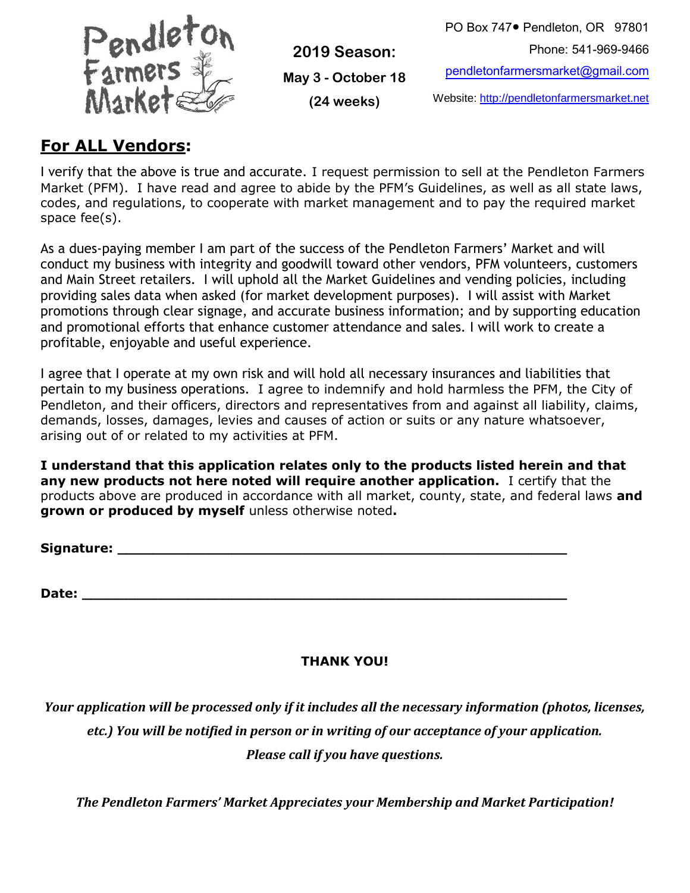Pendleton Farmers Market

**2019 Season:**
**May 3 - October 18**
**(24 weeks)**

PO Box 747• Pendleton, OR 97801
Phone: 541-969-9466
pendletonfarmersmarket@gmail.com
Website: http://pendletonfarmersmarket.net

## For ALL Vendors:

I verify that the above is true and accurate. I request permission to sell at the Pendleton Farmers Market (PFM). I have read and agree to abide by the PFM's Guidelines, as well as all state laws, codes, and regulations, to cooperate with market management and to pay the required market space fee(s).

As a dues-paying member I am part of the success of the Pendleton Farmers' Market and will conduct my business with integrity and goodwill toward other vendors, PFM volunteers, customers and Main Street retailers. I will uphold all the Market Guidelines and vending policies, including providing sales data when asked (for market development purposes). I will assist with Market promotions through clear signage, and accurate business information; and by supporting education and promotional efforts that enhance customer attendance and sales. I will work to create a profitable, enjoyable and useful experience.

I agree that I operate at my own risk and will hold all necessary insurances and liabilities that pertain to my business operations. I agree to indemnify and hold harmless the PFM, the City of Pendleton, and their officers, directors and representatives from and against all liability, claims, demands, losses, damages, levies and causes of action or suits or any nature whatsoever, arising out of or related to my activities at PFM.

**I understand that this application relates only to the products listed herein and that any new products not here noted will require another application.** I certify that the products above are produced in accordance with all market, county, state, and federal laws **and grown or produced by myself** unless otherwise noted**.**

**Signature:** ___________________________________________________

**Date:** ______________________________________________________

**THANK YOU!**

***Your application will be processed only if it includes all the necessary information (photos, licenses, etc.) You will be notified in person or in writing of our acceptance of your application. Please call if you have questions.***

***The Pendleton Farmers' Market Appreciates your Membership and Market Participation!***